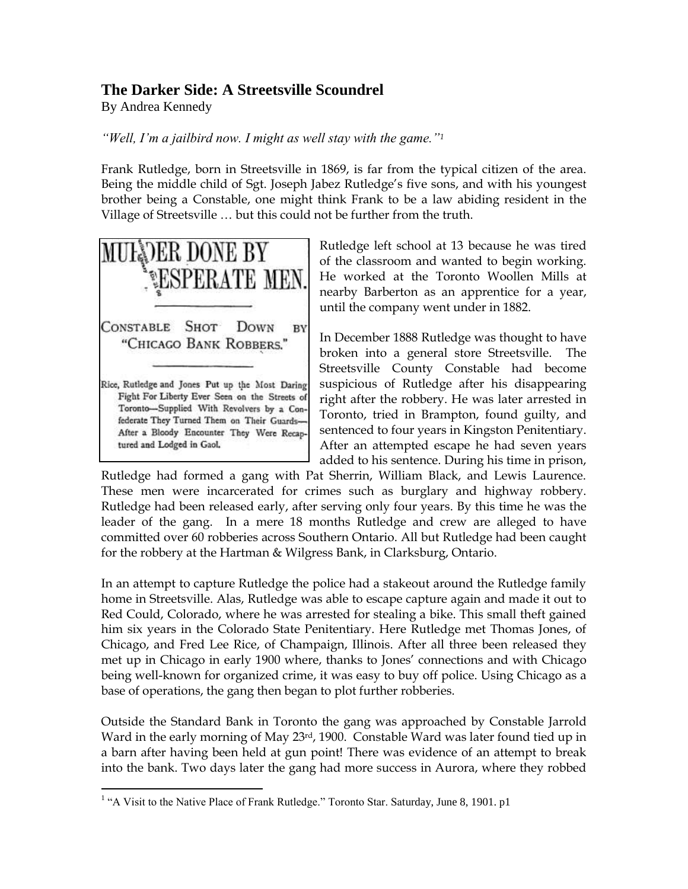# The Darker Side: A Streetsville Scoundrel

By Andrea Kennedy

*"Well, I'm a jailbird now. I might as well stay with the game."*[1]

Frank Rutledge, born in Streetsville in 1869, is far from the typical citizen of the area. Being the middle child of Sgt. Joseph Jabez Rutledge's five sons, and with his youngest brother being a Constable, one might think Frank to be a law abiding resident in the Village of Streetsville … but this could not be further from the truth.

MURDER DONE BY DESPERATE MEN.

CONSTABLE SHOT DOWN BY "CHICAGO BANK ROBBERS."

Rice, Rutledge and Jones Put up the Most Daring Fight For Liberty Ever Seen on the Streets of Toronto—Supplied With Revolvers by a Confederate They Turned Them on Their Guards—After a Bloody Encounter They Were Recaptured and Lodged in Gaol.

Rutledge left school at 13 because he was tired of the classroom and wanted to begin working. He worked at the Toronto Woollen Mills at nearby Barberton as an apprentice for a year, until the company went under in 1882.

In December 1888 Rutledge was thought to have broken into a general store Streetsville. The Streetsville County Constable had become suspicious of Rutledge after his disappearing right after the robbery. He was later arrested in Toronto, tried in Brampton, found guilty, and sentenced to four years in Kingston Penitentiary. After an attempted escape he had seven years added to his sentence. During his time in prison, Rutledge had formed a gang with Pat Sherrin, William Black, and Lewis Laurence. These men were incarcerated for crimes such as burglary and highway robbery. Rutledge had been released early, after serving only four years. By this time he was the leader of the gang. In a mere 18 months Rutledge and crew are alleged to have committed over 60 robberies across Southern Ontario. All but Rutledge had been caught for the robbery at the Hartman & Wilgress Bank, in Clarksburg, Ontario.

In an attempt to capture Rutledge the police had a stakeout around the Rutledge family home in Streetsville. Alas, Rutledge was able to escape capture again and made it out to Red Could, Colorado, where he was arrested for stealing a bike. This small theft gained him six years in the Colorado State Penitentiary. Here Rutledge met Thomas Jones, of Chicago, and Fred Lee Rice, of Champaign, Illinois. After all three been released they met up in Chicago in early 1900 where, thanks to Jones' connections and with Chicago being well-known for organized crime, it was easy to buy off police. Using Chicago as a base of operations, the gang then began to plot further robberies.

Outside the Standard Bank in Toronto the gang was approached by Constable Jarrold Ward in the early morning of May 23rd, 1900. Constable Ward was later found tied up in a barn after having been held at gun point! There was evidence of an attempt to break into the bank. Two days later the gang had more success in Aurora, where they robbed

---

[1] "A Visit to the Native Place of Frank Rutledge." Toronto Star. Saturday, June 8, 1901. p1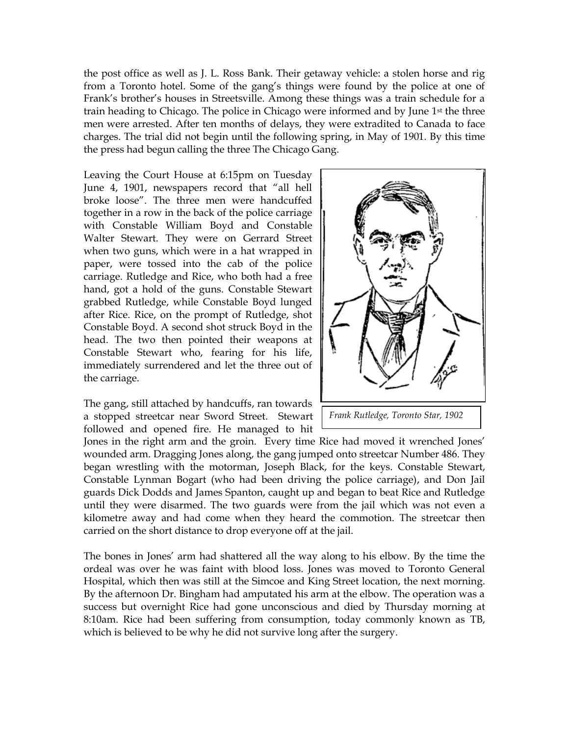the post office as well as J. L. Ross Bank. Their getaway vehicle: a stolen horse and rig from a Toronto hotel. Some of the gang's things were found by the police at one of Frank's brother's houses in Streetsville. Among these things was a train schedule for a train heading to Chicago. The police in Chicago were informed and by June 1st the three men were arrested. After ten months of delays, they were extradited to Canada to face charges. The trial did not begin until the following spring, in May of 1901. By this time the press had begun calling the three The Chicago Gang.

Leaving the Court House at 6:15pm on Tuesday June 4, 1901, newspapers record that "all hell broke loose". The three men were handcuffed together in a row in the back of the police carriage with Constable William Boyd and Constable Walter Stewart. They were on Gerrard Street when two guns, which were in a hat wrapped in paper, were tossed into the cab of the police carriage. Rutledge and Rice, who both had a free hand, got a hold of the guns. Constable Stewart grabbed Rutledge, while Constable Boyd lunged after Rice. Rice, on the prompt of Rutledge, shot Constable Boyd. A second shot struck Boyd in the head. The two then pointed their weapons at Constable Stewart who, fearing for his life, immediately surrendered and let the three out of the carriage.

*Frank Rutledge, Toronto Star, 1902*

The gang, still attached by handcuffs, ran towards a stopped streetcar near Sword Street. Stewart followed and opened fire. He managed to hit Jones in the right arm and the groin. Every time Rice had moved it wrenched Jones' wounded arm. Dragging Jones along, the gang jumped onto streetcar Number 486. They began wrestling with the motorman, Joseph Black, for the keys. Constable Stewart, Constable Lynman Bogart (who had been driving the police carriage), and Don Jail guards Dick Dodds and James Spanton, caught up and began to beat Rice and Rutledge until they were disarmed. The two guards were from the jail which was not even a kilometre away and had come when they heard the commotion. The streetcar then carried on the short distance to drop everyone off at the jail.

The bones in Jones' arm had shattered all the way along to his elbow. By the time the ordeal was over he was faint with blood loss. Jones was moved to Toronto General Hospital, which then was still at the Simcoe and King Street location, the next morning. By the afternoon Dr. Bingham had amputated his arm at the elbow. The operation was a success but overnight Rice had gone unconscious and died by Thursday morning at 8:10am. Rice had been suffering from consumption, today commonly known as TB, which is believed to be why he did not survive long after the surgery.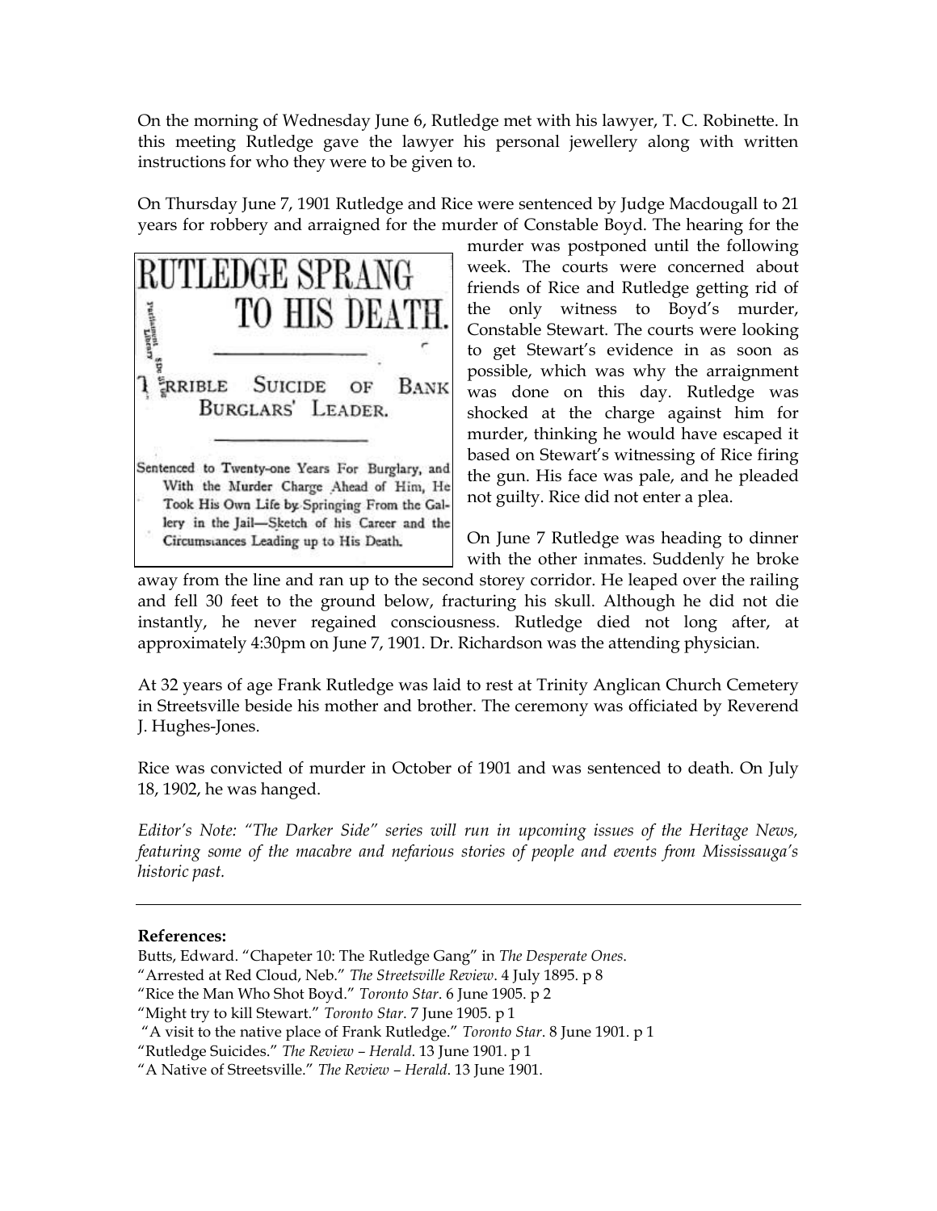On the morning of Wednesday June 6, Rutledge met with his lawyer, T. C. Robinette. In this meeting Rutledge gave the lawyer his personal jewellery along with written instructions for who they were to be given to.

On Thursday June 7, 1901 Rutledge and Rice were sentenced by Judge Macdougall to 21 years for robbery and arraigned for the murder of Constable Boyd. The hearing for the murder was postponed until the following week. The courts were concerned about friends of Rice and Rutledge getting rid of the only witness to Boyd's murder, Constable Stewart. The courts were looking to get Stewart's evidence in as soon as possible, which was why the arraignment was done on this day. Rutledge was shocked at the charge against him for murder, thinking he would have escaped it based on Stewart's witnessing of Rice firing the gun. His face was pale, and he pleaded not guilty. Rice did not enter a plea.

**RUTLEDGE SPRANG TO HIS DEATH.**

**TERRIBLE SUICIDE OF BANK BURGLARS' LEADER.**

Sentenced to Twenty-one Years For Burglary, and With the Murder Charge Ahead of Him, He Took His Own Life by Springing From the Gallery in the Jail—Sketch of his Career and the Circumstances Leading up to His Death.

On June 7 Rutledge was heading to dinner with the other inmates. Suddenly he broke away from the line and ran up to the second storey corridor. He leaped over the railing and fell 30 feet to the ground below, fracturing his skull. Although he did not die instantly, he never regained consciousness. Rutledge died not long after, at approximately 4:30pm on June 7, 1901. Dr. Richardson was the attending physician.

At 32 years of age Frank Rutledge was laid to rest at Trinity Anglican Church Cemetery in Streetsville beside his mother and brother. The ceremony was officiated by Reverend J. Hughes-Jones.

Rice was convicted of murder in October of 1901 and was sentenced to death. On July 18, 1902, he was hanged.

*Editor's Note: "The Darker Side" series will run in upcoming issues of the Heritage News, featuring some of the macabre and nefarious stories of people and events from Mississauga's historic past.*

---

**References:**

Butts, Edward. "Chapeter 10: The Rutledge Gang" in *The Desperate Ones*.

"Arrested at Red Cloud, Neb." *The Streetsville Review*. 4 July 1895. p 8

"Rice the Man Who Shot Boyd." *Toronto Star*. 6 June 1905. p 2

"Might try to kill Stewart." *Toronto Star*. 7 June 1905. p 1

"A visit to the native place of Frank Rutledge." *Toronto Star*. 8 June 1901. p 1

"Rutledge Suicides." *The Review – Herald*. 13 June 1901. p 1

"A Native of Streetsville." *The Review – Herald*. 13 June 1901.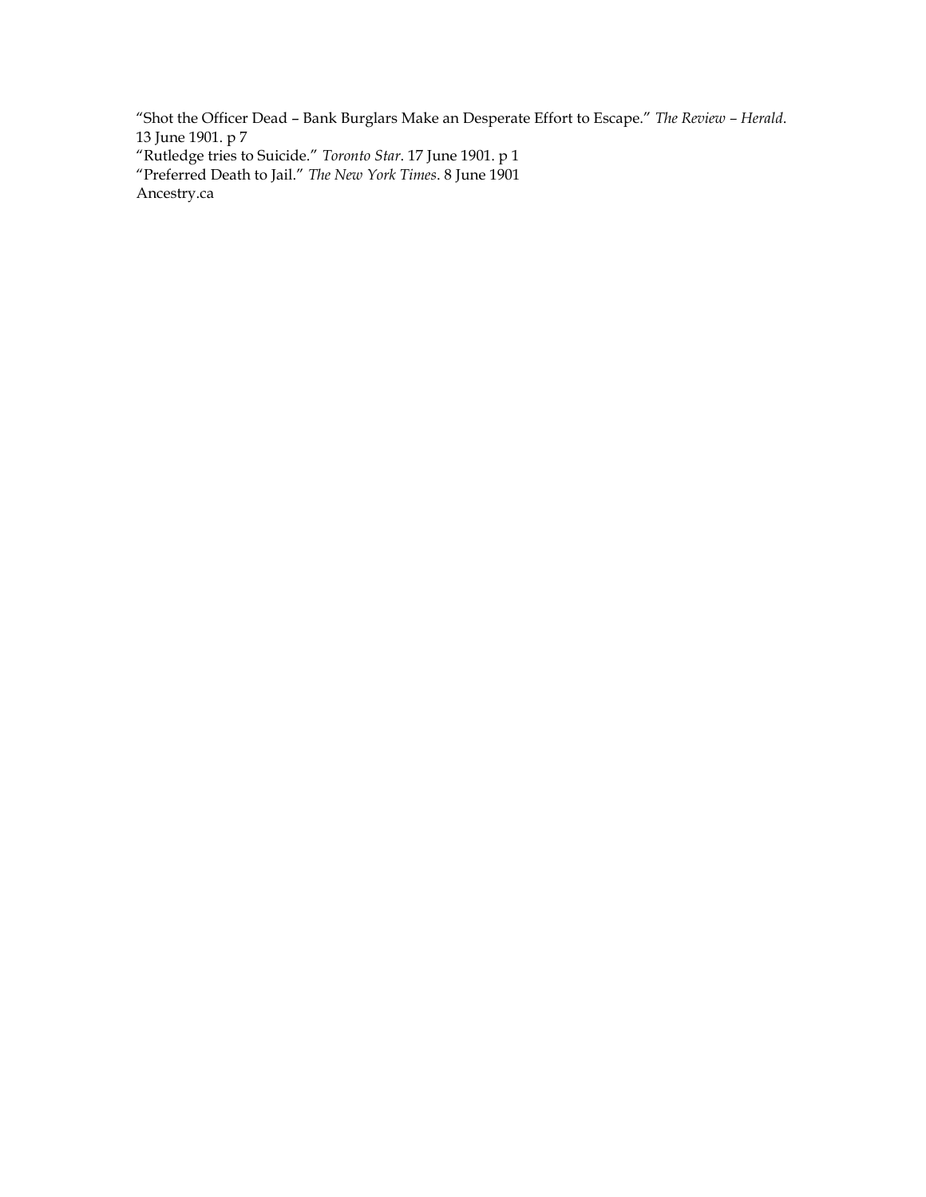"Shot the Officer Dead – Bank Burglars Make an Desperate Effort to Escape." *The Review – Herald*. 13 June 1901. p 7

"Rutledge tries to Suicide." *Toronto Star*. 17 June 1901. p 1

"Preferred Death to Jail." *The New York Times*. 8 June 1901

Ancestry.ca